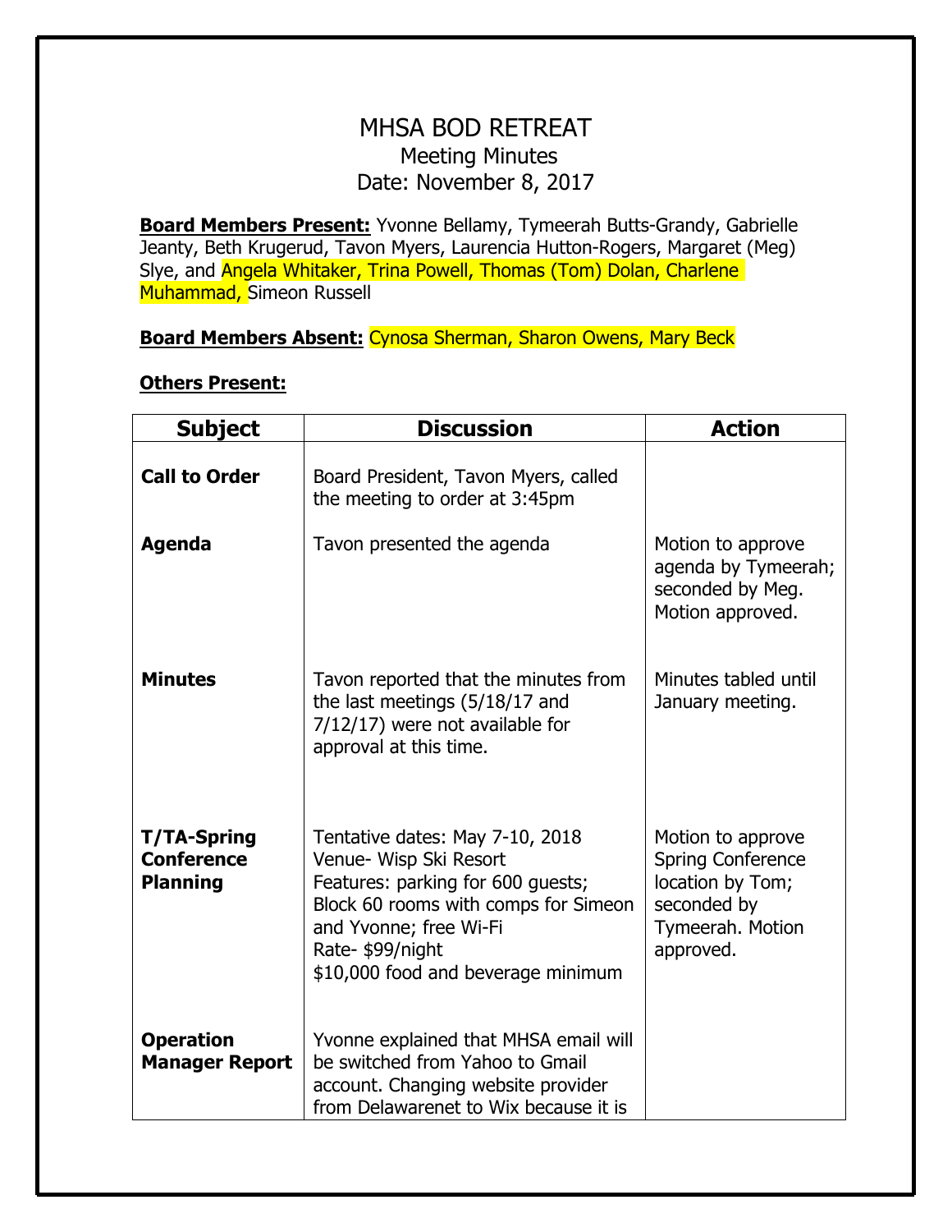# MHSA BOD RETREAT

## Meeting Minutes

## Date: November 8, 2017

**Board Members Present:** Yvonne Bellamy, Tymeerah Butts-Grandy, Gabrielle Jeanty, Beth Krugerud, Tavon Myers, Laurencia Hutton-Rogers, Margaret (Meg) Slye, and Angela Whitaker, Trina Powell, Thomas (Tom) Dolan, Charlene Muhammad, Simeon Russell

**Board Members Absent:** Cynosa Sherman, Sharon Owens, Mary Beck

**Others Present:**

| Subject | Discussion | Action |
|---|---|---|
| **Call to Order** | Board President, Tavon Myers, called the meeting to order at 3:45pm | |
| **Agenda** | Tavon presented the agenda | Motion to approve agenda by Tymeerah; seconded by Meg. Motion approved. |
| **Minutes** | Tavon reported that the minutes from the last meetings (5/18/17 and 7/12/17) were not available for approval at this time. | Minutes tabled until January meeting. |
| **T/TA-Spring Conference Planning** | Tentative dates: May 7-10, 2018<br>Venue- Wisp Ski Resort<br>Features: parking for 600 guests; Block 60 rooms with comps for Simeon and Yvonne; free Wi-Fi<br>Rate- $99/night<br>$10,000 food and beverage minimum | Motion to approve Spring Conference location by Tom; seconded by Tymeerah. Motion approved. |
| **Operation Manager Report** | Yvonne explained that MHSA email will be switched from Yahoo to Gmail account. Changing website provider from Delawarenet to Wix because it is | |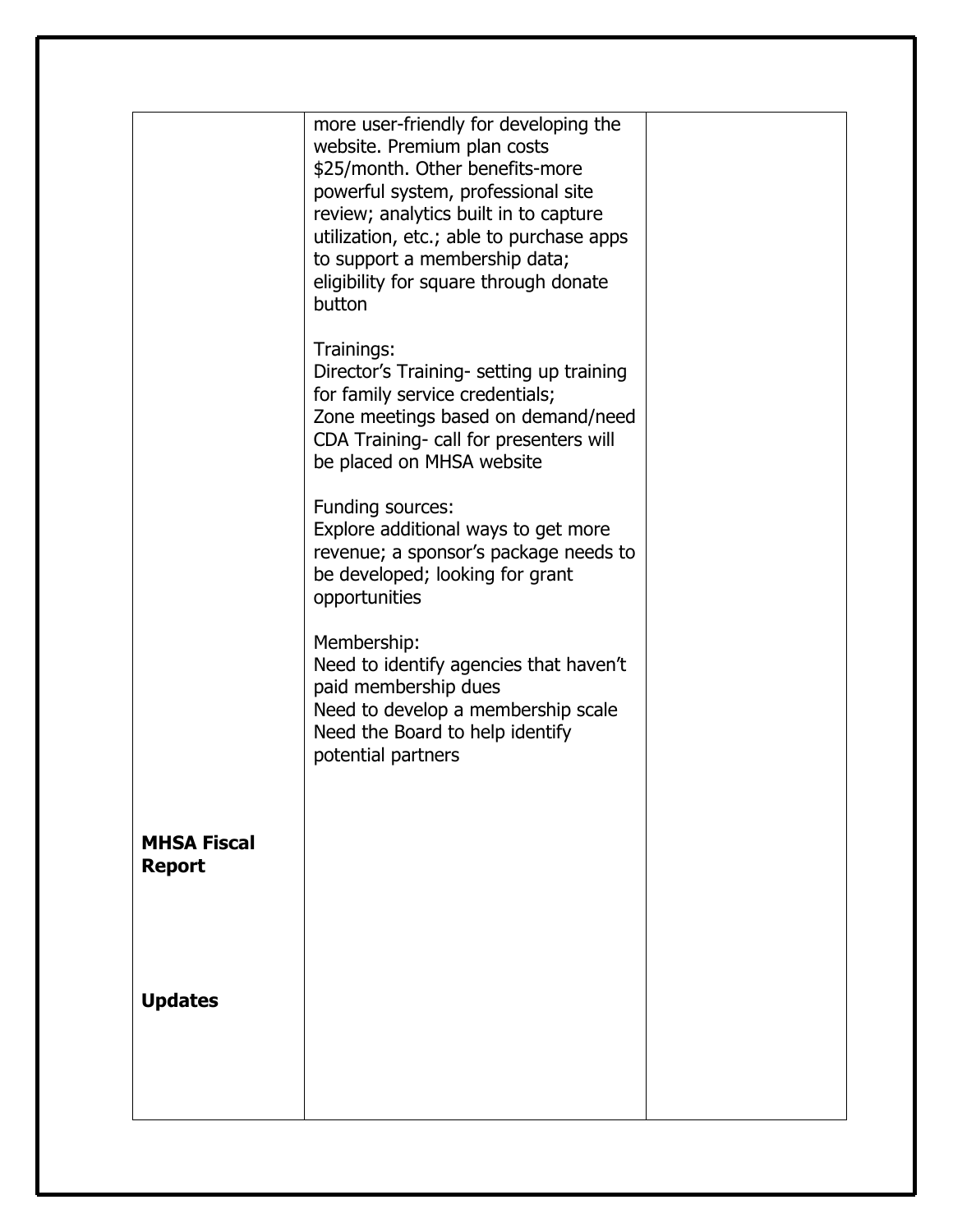| | | |
|---|---|---|
| | more user-friendly for developing the website. Premium plan costs \$25/month. Other benefits-more powerful system, professional site review; analytics built in to capture utilization, etc.; able to purchase apps to support a membership data; eligibility for square through donate button<br><br>Trainings:<br>Director's Training- setting up training for family service credentials;<br>Zone meetings based on demand/need<br>CDA Training- call for presenters will be placed on MHSA website<br><br>Funding sources:<br>Explore additional ways to get more revenue; a sponsor's package needs to be developed; looking for grant opportunities<br><br>Membership:<br>Need to identify agencies that haven't paid membership dues<br>Need to develop a membership scale<br>Need the Board to help identify potential partners | |
| **MHSA Fiscal Report** | | |
| **Updates** | | |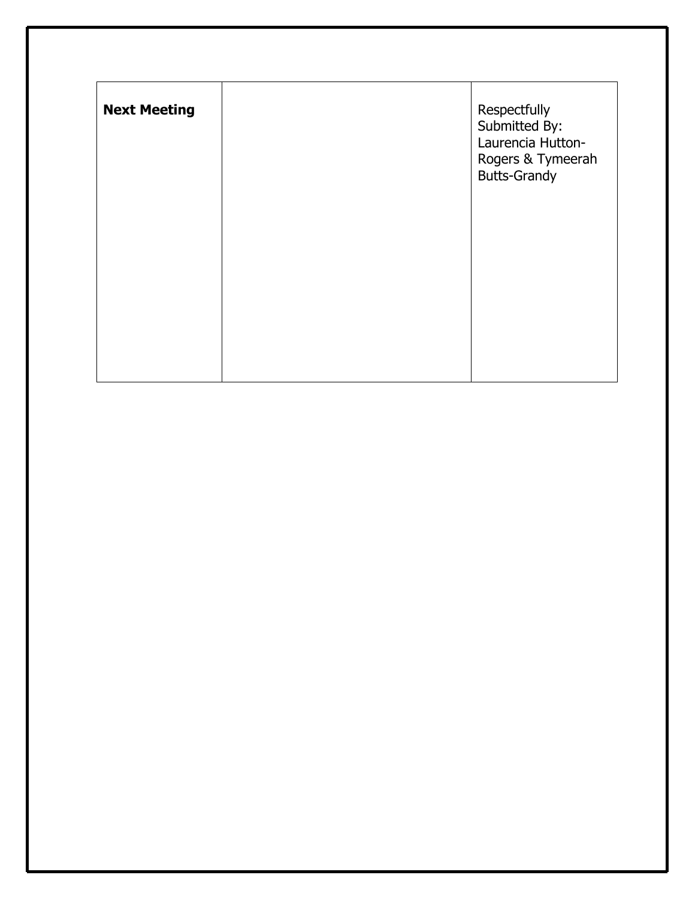| | | |
|---|---|---|
| **Next Meeting** | | Respectfully Submitted By: Laurencia Hutton-Rogers & Tymeerah Butts-Grandy |